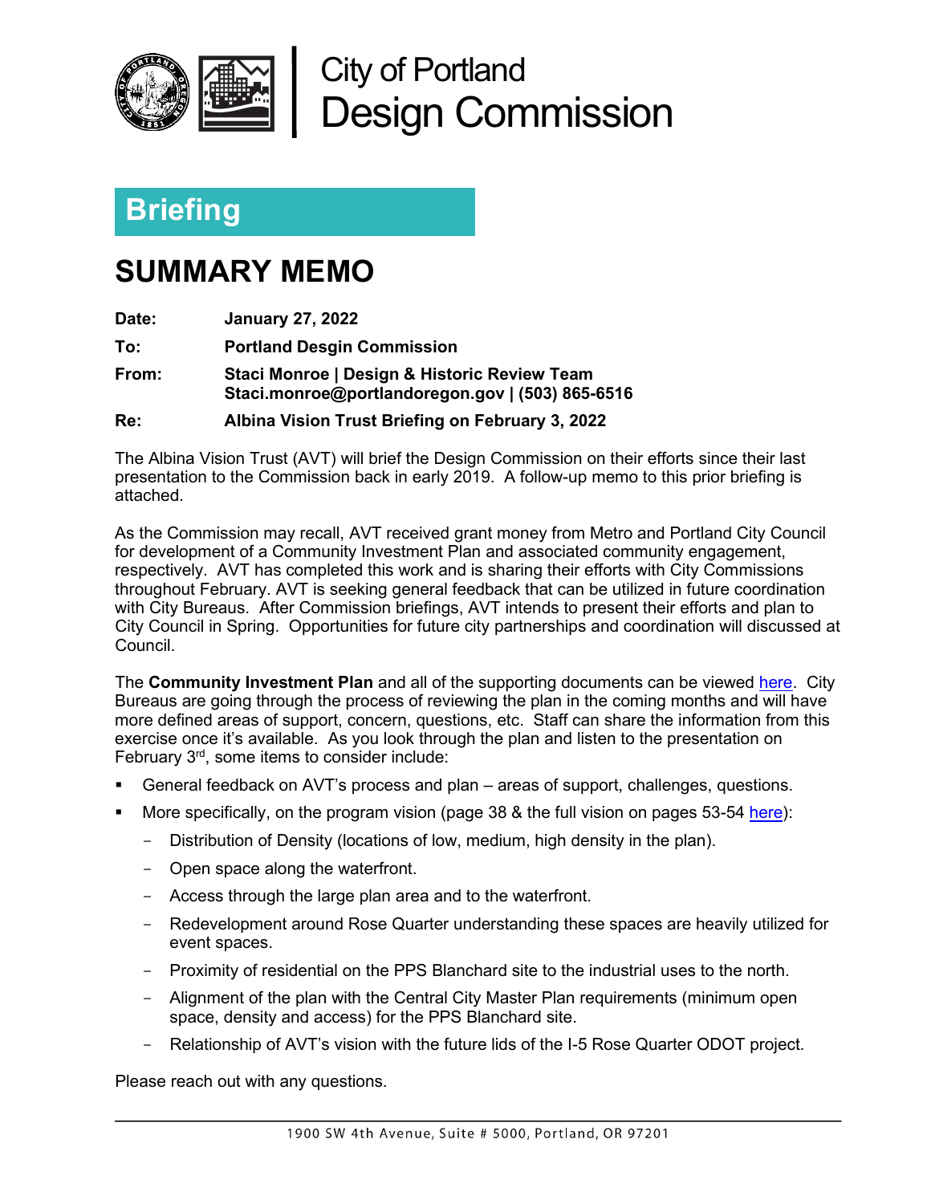City of Portland
Design Commission

## Briefing

# SUMMARY MEMO

**Date:** **January 27, 2022**

**To:** **Portland Desgin Commission**

**From:** **Staci Monroe | Design & Historic Review Team**
**Staci.monroe@portlandoregon.gov | (503) 865-6516**

**Re:** **Albina Vision Trust Briefing on February 3, 2022**

The Albina Vision Trust (AVT) will brief the Design Commission on their efforts since their last presentation to the Commission back in early 2019. A follow-up memo to this prior briefing is attached.

As the Commission may recall, AVT received grant money from Metro and Portland City Council for development of a Community Investment Plan and associated community engagement, respectively. AVT has completed this work and is sharing their efforts with City Commissions throughout February. AVT is seeking general feedback that can be utilized in future coordination with City Bureaus. After Commission briefings, AVT intends to present their efforts and plan to City Council in Spring. Opportunities for future city partnerships and coordination will discussed at Council.

The **Community Investment Plan** and all of the supporting documents can be viewed here. City Bureaus are going through the process of reviewing the plan in the coming months and will have more defined areas of support, concern, questions, etc. Staff can share the information from this exercise once it's available. As you look through the plan and listen to the presentation on February 3rd, some items to consider include:

- General feedback on AVT's process and plan – areas of support, challenges, questions.
- More specifically, on the program vision (page 38 & the full vision on pages 53-54 here):
  - Distribution of Density (locations of low, medium, high density in the plan).
  - Open space along the waterfront.
  - Access through the large plan area and to the waterfront.
  - Redevelopment around Rose Quarter understanding these spaces are heavily utilized for event spaces.
  - Proximity of residential on the PPS Blanchard site to the industrial uses to the north.
  - Alignment of the plan with the Central City Master Plan requirements (minimum open space, density and access) for the PPS Blanchard site.
  - Relationship of AVT's vision with the future lids of the I-5 Rose Quarter ODOT project.

Please reach out with any questions.

1900 SW 4th Avenue, Suite # 5000, Portland, OR 97201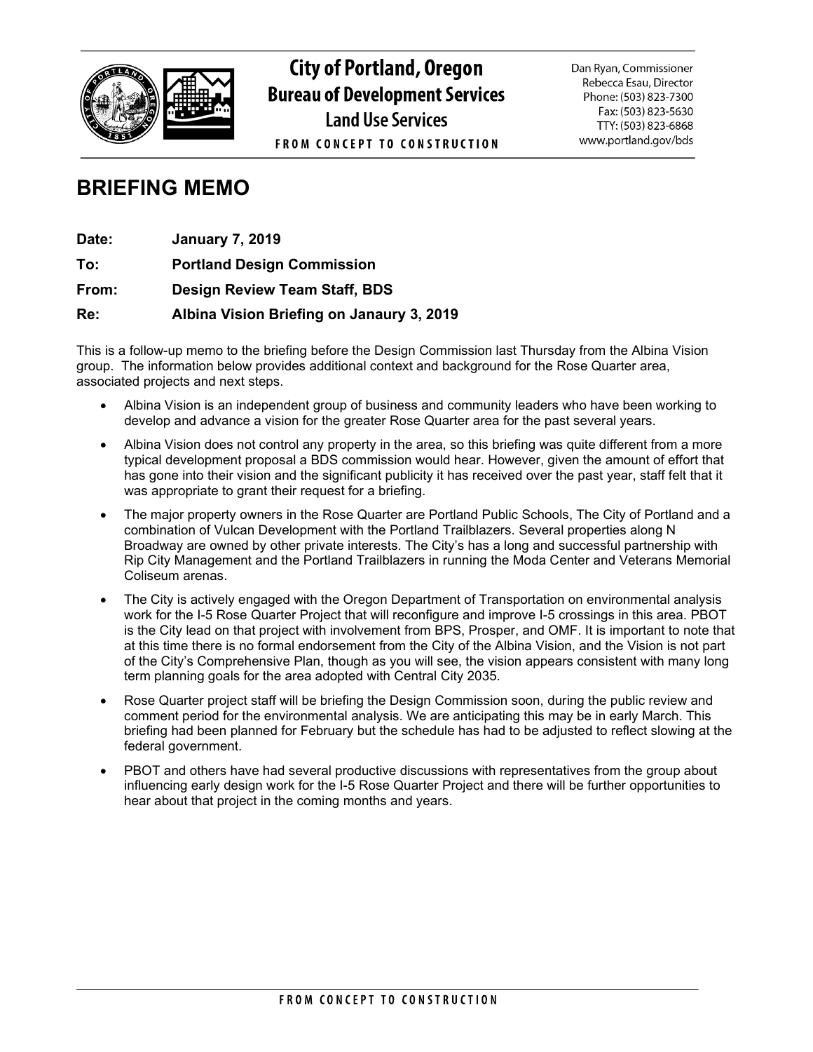**City of Portland, Oregon**
**Bureau of Development Services**
**Land Use Services**
FROM CONCEPT TO CONSTRUCTION

Dan Ryan, Commissioner
Rebecca Esau, Director
Phone: (503) 823-7300
Fax: (503) 823-5630
TTY: (503) 823-6868
www.portland.gov/bds

# BRIEFING MEMO

**Date:** **January 7, 2019**

**To:** **Portland Design Commission**

**From:** **Design Review Team Staff, BDS**

**Re:** **Albina Vision Briefing on Janaury 3, 2019**

This is a follow-up memo to the briefing before the Design Commission last Thursday from the Albina Vision group. The information below provides additional context and background for the Rose Quarter area, associated projects and next steps.

- Albina Vision is an independent group of business and community leaders who have been working to develop and advance a vision for the greater Rose Quarter area for the past several years.
- Albina Vision does not control any property in the area, so this briefing was quite different from a more typical development proposal a BDS commission would hear. However, given the amount of effort that has gone into their vision and the significant publicity it has received over the past year, staff felt that it was appropriate to grant their request for a briefing.
- The major property owners in the Rose Quarter are Portland Public Schools, The City of Portland and a combination of Vulcan Development with the Portland Trailblazers. Several properties along N Broadway are owned by other private interests. The City's has a long and successful partnership with Rip City Management and the Portland Trailblazers in running the Moda Center and Veterans Memorial Coliseum arenas.
- The City is actively engaged with the Oregon Department of Transportation on environmental analysis work for the I-5 Rose Quarter Project that will reconfigure and improve I-5 crossings in this area. PBOT is the City lead on that project with involvement from BPS, Prosper, and OMF. It is important to note that at this time there is no formal endorsement from the City of the Albina Vision, and the Vision is not part of the City's Comprehensive Plan, though as you will see, the vision appears consistent with many long term planning goals for the area adopted with Central City 2035.
- Rose Quarter project staff will be briefing the Design Commission soon, during the public review and comment period for the environmental analysis. We are anticipating this may be in early March. This briefing had been planned for February but the schedule has had to be adjusted to reflect slowing at the federal government.
- PBOT and others have had several productive discussions with representatives from the group about influencing early design work for the I-5 Rose Quarter Project and there will be further opportunities to hear about that project in the coming months and years.